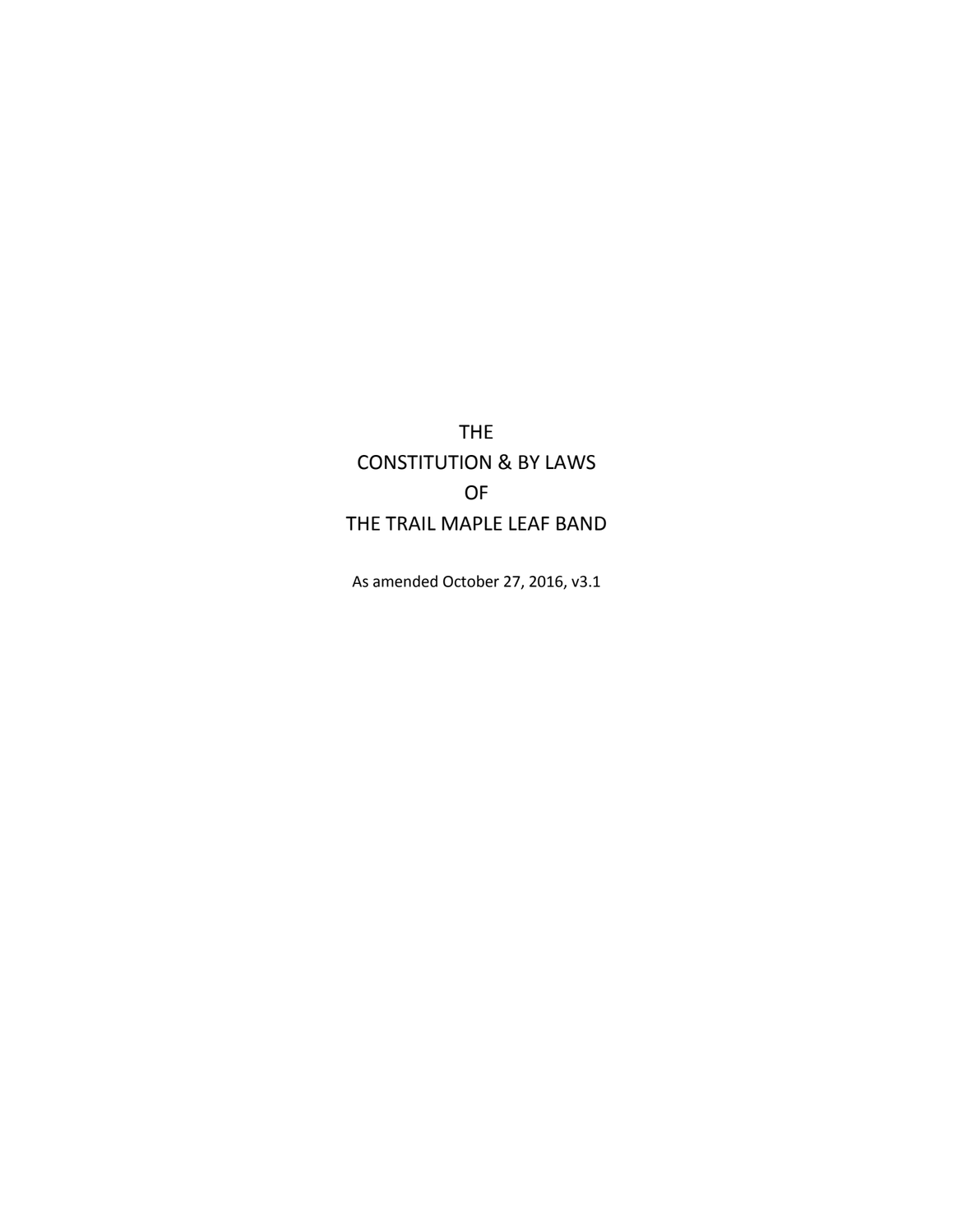# THE CONSTITUTION & BY LAWS OF THE TRAIL MAPLE LEAF BAND

As amended October 27, 2016, v3.1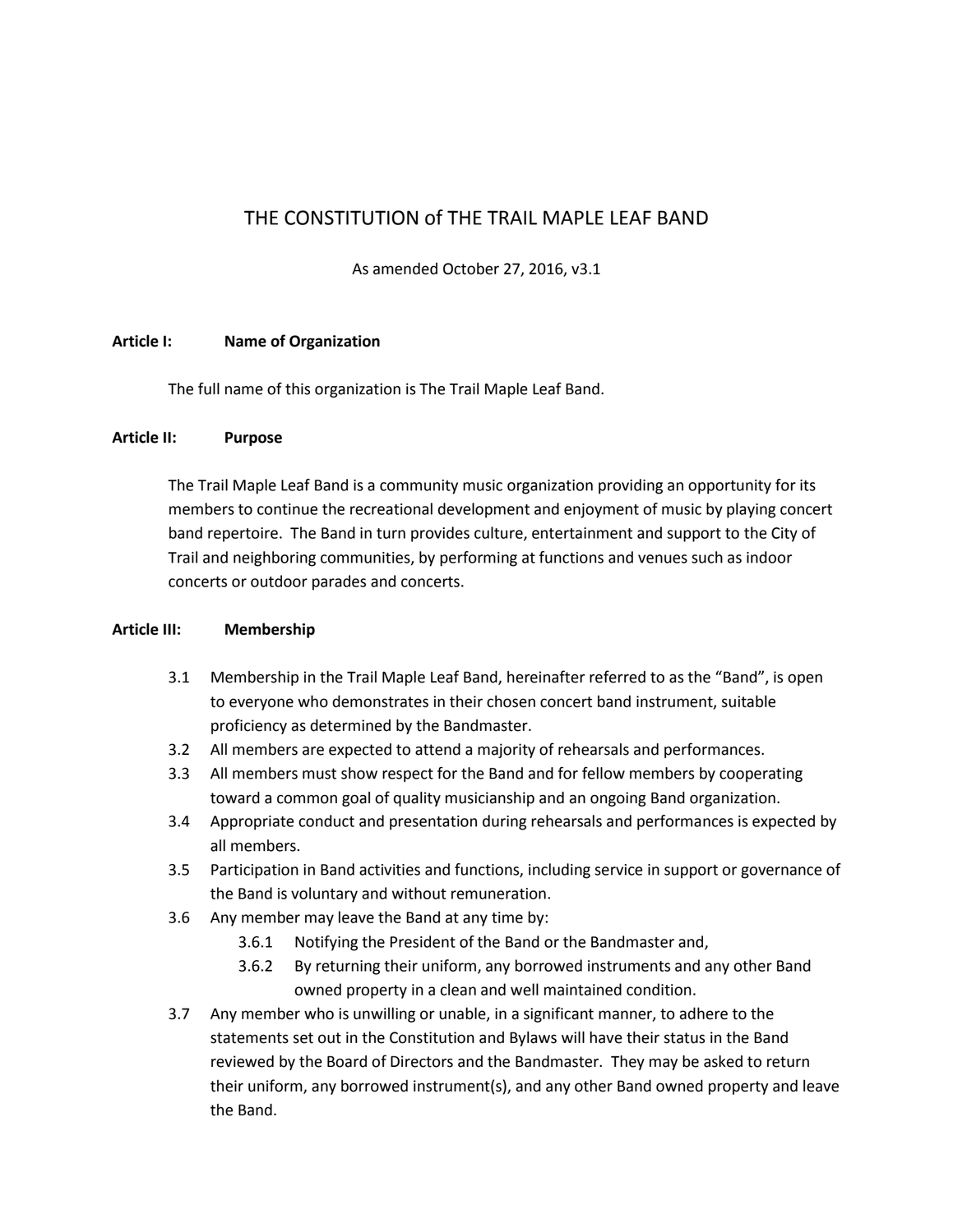# THE CONSTITUTION of THE TRAIL MAPLE LEAF BAND

As amended October 27, 2016, v3.1

**Article I: Name of Organization**

The full name of this organization is The Trail Maple Leaf Band.

**Article II: Purpose**

The Trail Maple Leaf Band is a community music organization providing an opportunity for its members to continue the recreational development and enjoyment of music by playing concert band repertoire. The Band in turn provides culture, entertainment and support to the City of Trail and neighboring communities, by performing at functions and venues such as indoor concerts or outdoor parades and concerts.

**Article III: Membership**

3.1 Membership in the Trail Maple Leaf Band, hereinafter referred to as the "Band", is open to everyone who demonstrates in their chosen concert band instrument, suitable proficiency as determined by the Bandmaster.

3.2 All members are expected to attend a majority of rehearsals and performances.

3.3 All members must show respect for the Band and for fellow members by cooperating toward a common goal of quality musicianship and an ongoing Band organization.

3.4 Appropriate conduct and presentation during rehearsals and performances is expected by all members.

3.5 Participation in Band activities and functions, including service in support or governance of the Band is voluntary and without remuneration.

3.6 Any member may leave the Band at any time by:

- 3.6.1 Notifying the President of the Band or the Bandmaster and,
- 3.6.2 By returning their uniform, any borrowed instruments and any other Band owned property in a clean and well maintained condition.

3.7 Any member who is unwilling or unable, in a significant manner, to adhere to the statements set out in the Constitution and Bylaws will have their status in the Band reviewed by the Board of Directors and the Bandmaster. They may be asked to return their uniform, any borrowed instrument(s), and any other Band owned property and leave the Band.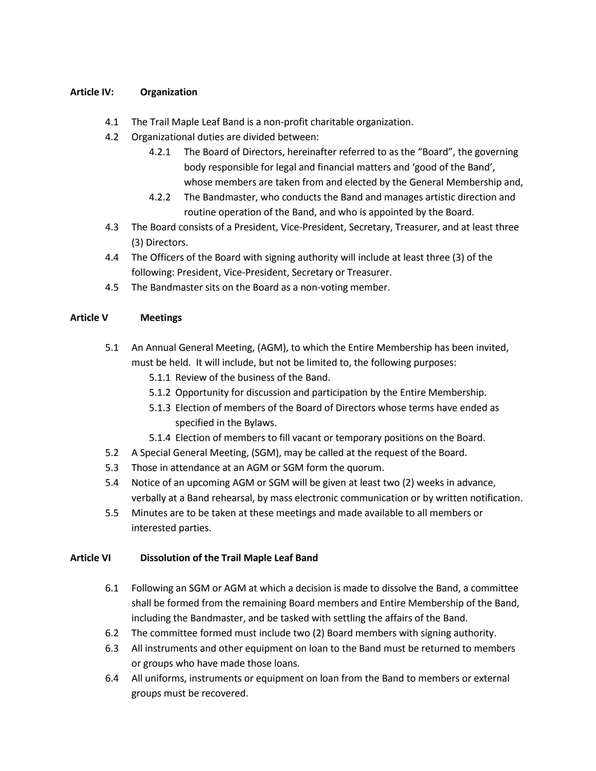## Article IV: Organization

4.1 The Trail Maple Leaf Band is a non-profit charitable organization.

4.2 Organizational duties are divided between:

- 4.2.1 The Board of Directors, hereinafter referred to as the "Board", the governing body responsible for legal and financial matters and 'good of the Band', whose members are taken from and elected by the General Membership and,
- 4.2.2 The Bandmaster, who conducts the Band and manages artistic direction and routine operation of the Band, and who is appointed by the Board.

4.3 The Board consists of a President, Vice-President, Secretary, Treasurer, and at least three (3) Directors.

4.4 The Officers of the Board with signing authority will include at least three (3) of the following: President, Vice-President, Secretary or Treasurer.

4.5 The Bandmaster sits on the Board as a non-voting member.

## Article V Meetings

5.1 An Annual General Meeting, (AGM), to which the Entire Membership has been invited, must be held. It will include, but not be limited to, the following purposes:

- 5.1.1 Review of the business of the Band.
- 5.1.2 Opportunity for discussion and participation by the Entire Membership.
- 5.1.3 Election of members of the Board of Directors whose terms have ended as specified in the Bylaws.
- 5.1.4 Election of members to fill vacant or temporary positions on the Board.

5.2 A Special General Meeting, (SGM), may be called at the request of the Board.

5.3 Those in attendance at an AGM or SGM form the quorum.

5.4 Notice of an upcoming AGM or SGM will be given at least two (2) weeks in advance, verbally at a Band rehearsal, by mass electronic communication or by written notification.

5.5 Minutes are to be taken at these meetings and made available to all members or interested parties.

## Article VI Dissolution of the Trail Maple Leaf Band

6.1 Following an SGM or AGM at which a decision is made to dissolve the Band, a committee shall be formed from the remaining Board members and Entire Membership of the Band, including the Bandmaster, and be tasked with settling the affairs of the Band.

6.2 The committee formed must include two (2) Board members with signing authority.

6.3 All instruments and other equipment on loan to the Band must be returned to members or groups who have made those loans.

6.4 All uniforms, instruments or equipment on loan from the Band to members or external groups must be recovered.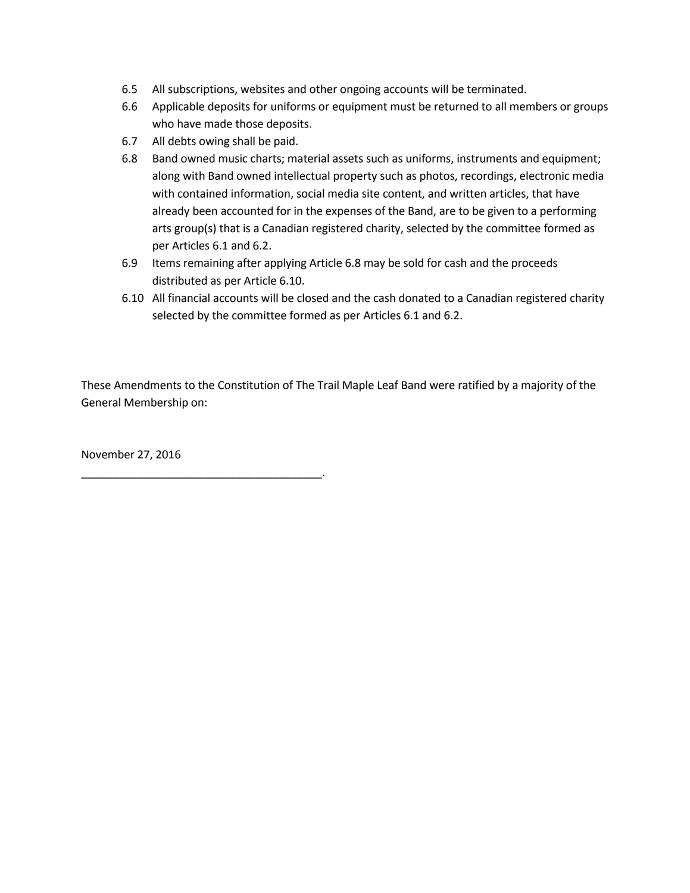6.5 All subscriptions, websites and other ongoing accounts will be terminated.

6.6 Applicable deposits for uniforms or equipment must be returned to all members or groups who have made those deposits.

6.7 All debts owing shall be paid.

6.8 Band owned music charts; material assets such as uniforms, instruments and equipment; along with Band owned intellectual property such as photos, recordings, electronic media with contained information, social media site content, and written articles, that have already been accounted for in the expenses of the Band, are to be given to a performing arts group(s) that is a Canadian registered charity, selected by the committee formed as per Articles 6.1 and 6.2.

6.9 Items remaining after applying Article 6.8 may be sold for cash and the proceeds distributed as per Article 6.10.

6.10 All financial accounts will be closed and the cash donated to a Canadian registered charity selected by the committee formed as per Articles 6.1 and 6.2.

These Amendments to the Constitution of The Trail Maple Leaf Band were ratified by a majority of the General Membership on:

November 27, 2016

________________________________________.